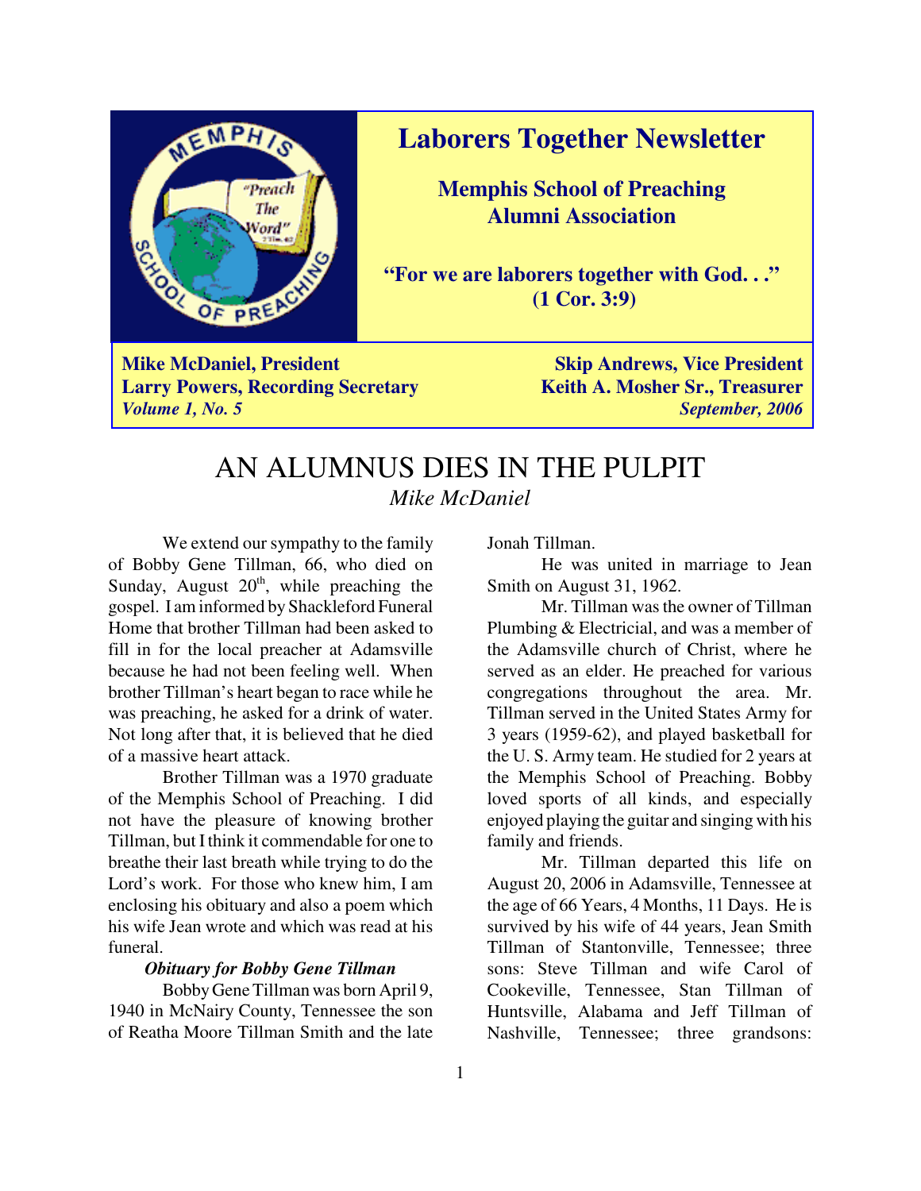# Laborers Together Newsletter

## Memphis School of Preaching Alumni Association

**"For we are laborers together with God. . ." (1 Cor. 3:9)**

**Mike McDaniel, President** | **Skip Andrews, Vice President**
**Larry Powers, Recording Secretary** | **Keith A. Mosher Sr., Treasurer**
***Volume 1, No. 5*** | ***September, 2006***

# AN ALUMNUS DIES IN THE PULPIT

*Mike McDaniel*

We extend our sympathy to the family of Bobby Gene Tillman, 66, who died on Sunday, August 20th, while preaching the gospel. I am informed by Shackleford Funeral Home that brother Tillman had been asked to fill in for the local preacher at Adamsville because he had not been feeling well. When brother Tillman's heart began to race while he was preaching, he asked for a drink of water. Not long after that, it is believed that he died of a massive heart attack.

Brother Tillman was a 1970 graduate of the Memphis School of Preaching. I did not have the pleasure of knowing brother Tillman, but I think it commendable for one to breathe their last breath while trying to do the Lord's work. For those who knew him, I am enclosing his obituary and also a poem which his wife Jean wrote and which was read at his funeral.

***Obituary for Bobby Gene Tillman***

Bobby Gene Tillman was born April 9, 1940 in McNairy County, Tennessee the son of Reatha Moore Tillman Smith and the late Jonah Tillman.

He was united in marriage to Jean Smith on August 31, 1962.

Mr. Tillman was the owner of Tillman Plumbing & Electricial, and was a member of the Adamsville church of Christ, where he served as an elder. He preached for various congregations throughout the area. Mr. Tillman served in the United States Army for 3 years (1959-62), and played basketball for the U. S. Army team. He studied for 2 years at the Memphis School of Preaching. Bobby loved sports of all kinds, and especially enjoyed playing the guitar and singing with his family and friends.

Mr. Tillman departed this life on August 20, 2006 in Adamsville, Tennessee at the age of 66 Years, 4 Months, 11 Days. He is survived by his wife of 44 years, Jean Smith Tillman of Stantonville, Tennessee; three sons: Steve Tillman and wife Carol of Cookeville, Tennessee, Stan Tillman of Huntsville, Alabama and Jeff Tillman of Nashville, Tennessee; three grandsons: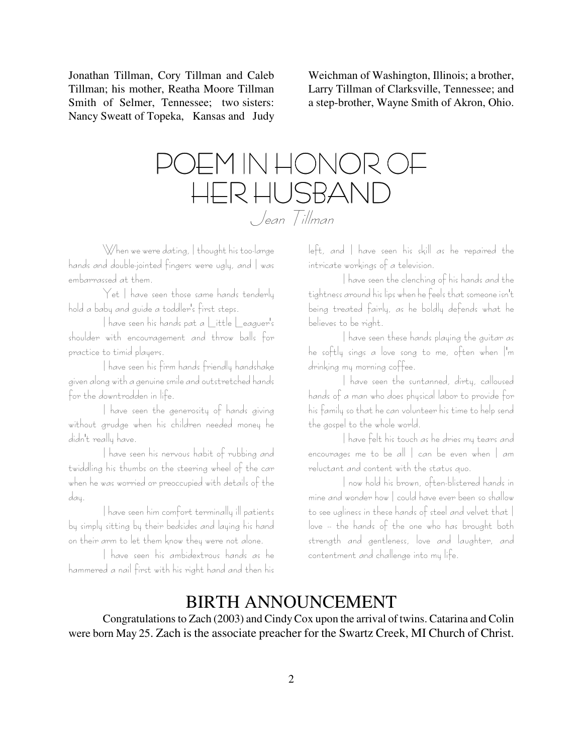Jonathan Tillman, Cory Tillman and Caleb Tillman; his mother, Reatha Moore Tillman Smith of Selmer, Tennessee; two sisters: Nancy Sweatt of Topeka, Kansas and Judy Weichman of Washington, Illinois; a brother, Larry Tillman of Clarksville, Tennessee; and a step-brother, Wayne Smith of Akron, Ohio.

# POEM IN HONOR OF HER HUSBAND

*Jean Tillman*

When we were dating, I thought his too-large hands and double-jointed fingers were ugly, and I was embarrassed at them.

Yet I have seen those same hands tenderly hold a baby and guide a toddler's first steps.

I have seen his hands pat a Little Leaguer's shoulder with encouragement and throw balls for practice to timid players.

I have seen his firm hands friendly handshake given along with a genuine smile and outstretched hands for the downtrodden in life.

I have seen the generosity of hands giving without grudge when his children needed money he didn't really have.

I have seen his nervous habit of rubbing and twiddling his thumbs on the steering wheel of the car when he was worried or preoccupied with details of the day.

I have seen him comfort terminally ill patients by simply sitting by their bedsides and laying his hand on their arm to let them know they were not alone.

I have seen his ambidextrous hands as he hammered a nail first with his right hand and then his left, and I have seen his skill as he repaired the intricate workings of a television.

I have seen the clenching of his hands and the tightness around his lips when he feels that someone isn't being treated fairly, as he boldly defends what he believes to be right.

I have seen these hands playing the guitar as he softly sings a love song to me, often when I'm drinking my morning coffee.

I have seen the suntanned, dirty, calloused hands of a man who does physical labor to provide for his family so that he can volunteer his time to help send the gospel to the whole world.

I have felt his touch as he dries my tears and encourages me to be all I can be even when I am reluctant and content with the status quo.

I now hold his brown, often-blistered hands in mine and wonder how I could have ever been so shallow to see ugliness in these hands of steel and velvet that I love -- the hands of the one who has brought both strength and gentleness, love and laughter, and contentment and challenge into my life.

## BIRTH ANNOUNCEMENT

Congratulations to Zach (2003) and Cindy Cox upon the arrival of twins. Catarina and Colin were born May 25. Zach is the associate preacher for the Swartz Creek, MI Church of Christ.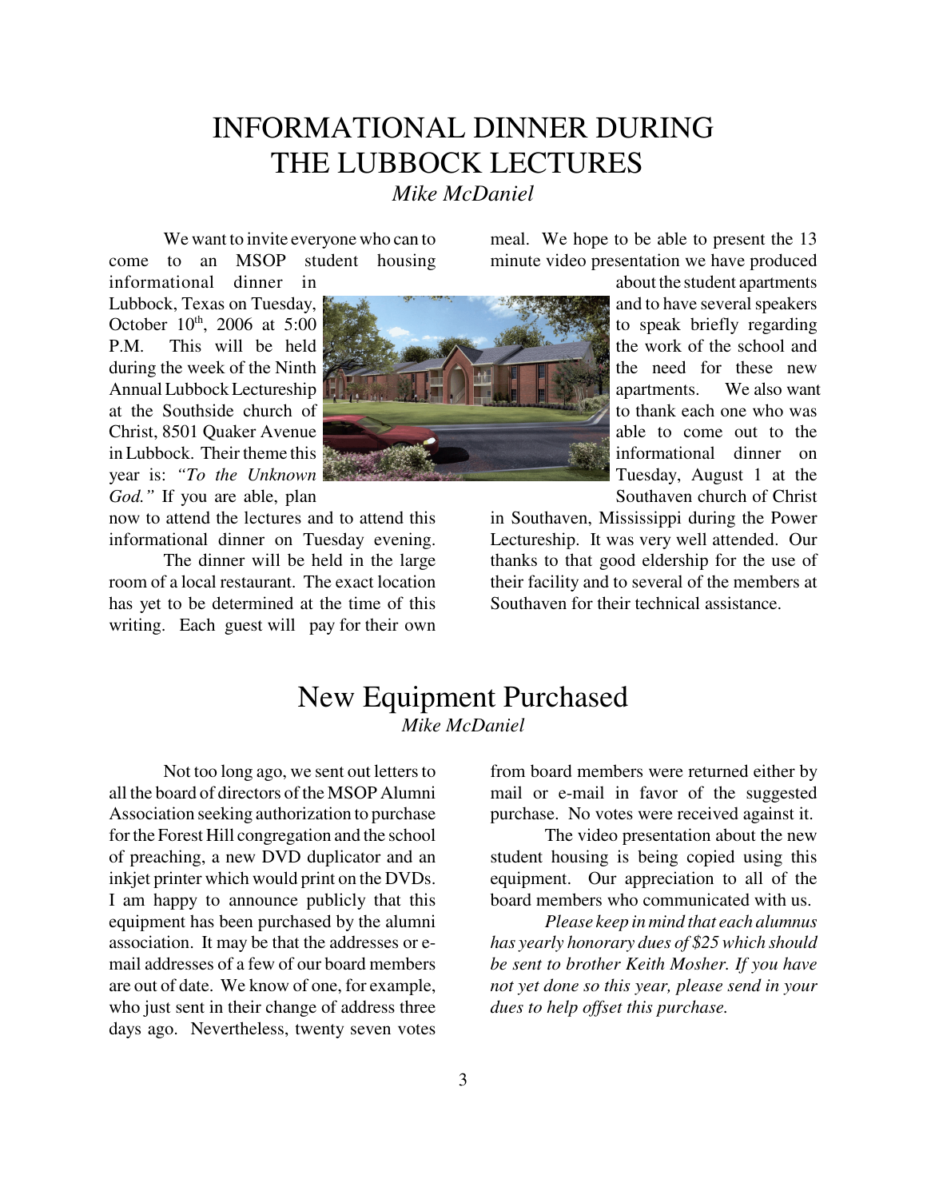# INFORMATIONAL DINNER DURING THE LUBBOCK LECTURES

*Mike McDaniel*

We want to invite everyone who can to come to an MSOP student housing informational dinner in Lubbock, Texas on Tuesday, October 10th, 2006 at 5:00 P.M. This will be held during the week of the Ninth Annual Lubbock Lectureship at the Southside church of Christ, 8501 Quaker Avenue in Lubbock. Their theme this year is: *"To the Unknown God."* If you are able, plan now to attend the lectures and to attend this informational dinner on Tuesday evening.

The dinner will be held in the large room of a local restaurant. The exact location has yet to be determined at the time of this writing. Each guest will pay for their own meal. We hope to be able to present the 13 minute video presentation we have produced about the student apartments and to have several speakers to speak briefly regarding the work of the school and the need for these new apartments. We also want to thank each one who was able to come out to the informational dinner on Tuesday, August 1 at the Southaven church of Christ in Southaven, Mississippi during the Power Lectureship. It was very well attended. Our thanks to that good eldership for the use of their facility and to several of the members at Southaven for their technical assistance.

# New Equipment Purchased

*Mike McDaniel*

Not too long ago, we sent out letters to all the board of directors of the MSOP Alumni Association seeking authorization to purchase for the Forest Hill congregation and the school of preaching, a new DVD duplicator and an inkjet printer which would print on the DVDs. I am happy to announce publicly that this equipment has been purchased by the alumni association. It may be that the addresses or e-mail addresses of a few of our board members are out of date. We know of one, for example, who just sent in their change of address three days ago. Nevertheless, twenty seven votes from board members were returned either by mail or e-mail in favor of the suggested purchase. No votes were received against it.

The video presentation about the new student housing is being copied using this equipment. Our appreciation to all of the board members who communicated with us.

*Please keep in mind that each alumnus has yearly honorary dues of $25 which should be sent to brother Keith Mosher. If you have not yet done so this year, please send in your dues to help offset this purchase.*